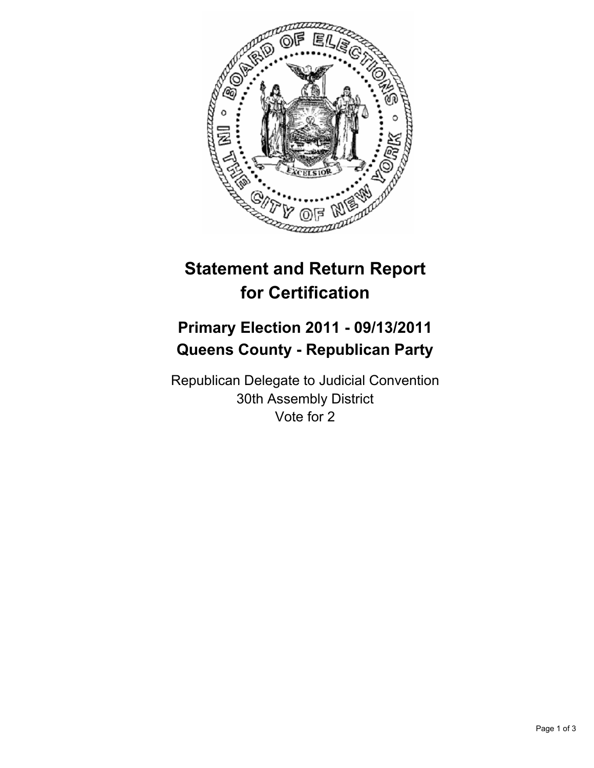# Statement and Return Report for Certification

## Primary Election 2011 - 09/13/2011
## Queens County - Republican Party

Republican Delegate to Judicial Convention
30th Assembly District
Vote for 2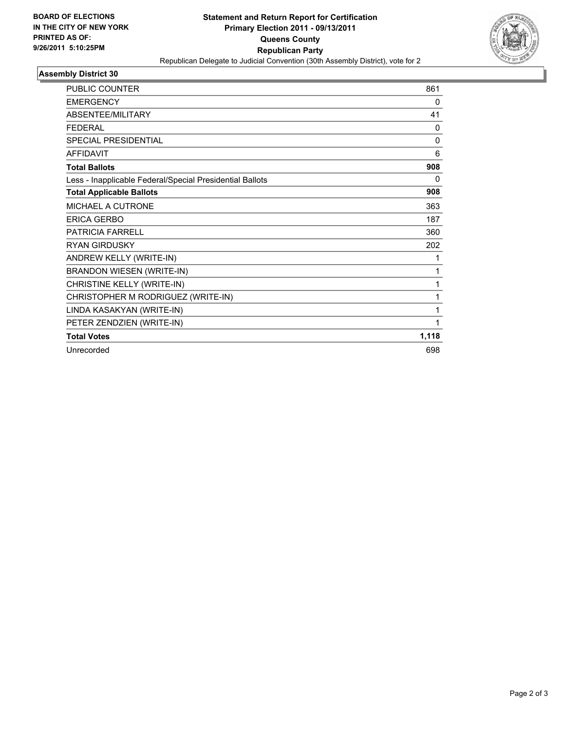**BOARD OF ELECTIONS IN THE CITY OF NEW YORK PRINTED AS OF: 9/26/2011 5:10:25PM**

# Statement and Return Report for Certification
## Primary Election 2011 - 09/13/2011
## Queens County
## Republican Party
Republican Delegate to Judicial Convention (30th Assembly District), vote for 2

### Assembly District 30

| | |
|---|---|
| PUBLIC COUNTER | 861 |
| EMERGENCY | 0 |
| ABSENTEE/MILITARY | 41 |
| FEDERAL | 0 |
| SPECIAL PRESIDENTIAL | 0 |
| AFFIDAVIT | 6 |
| **Total Ballots** | **908** |
| Less - Inapplicable Federal/Special Presidential Ballots | 0 |
| **Total Applicable Ballots** | **908** |
| MICHAEL A CUTRONE | 363 |
| ERICA GERBO | 187 |
| PATRICIA FARRELL | 360 |
| RYAN GIRDUSKY | 202 |
| ANDREW KELLY (WRITE-IN) | 1 |
| BRANDON WIESEN (WRITE-IN) | 1 |
| CHRISTINE KELLY (WRITE-IN) | 1 |
| CHRISTOPHER M RODRIGUEZ (WRITE-IN) | 1 |
| LINDA KASAKYAN (WRITE-IN) | 1 |
| PETER ZENDZIEN (WRITE-IN) | 1 |
| **Total Votes** | **1,118** |
| Unrecorded | 698 |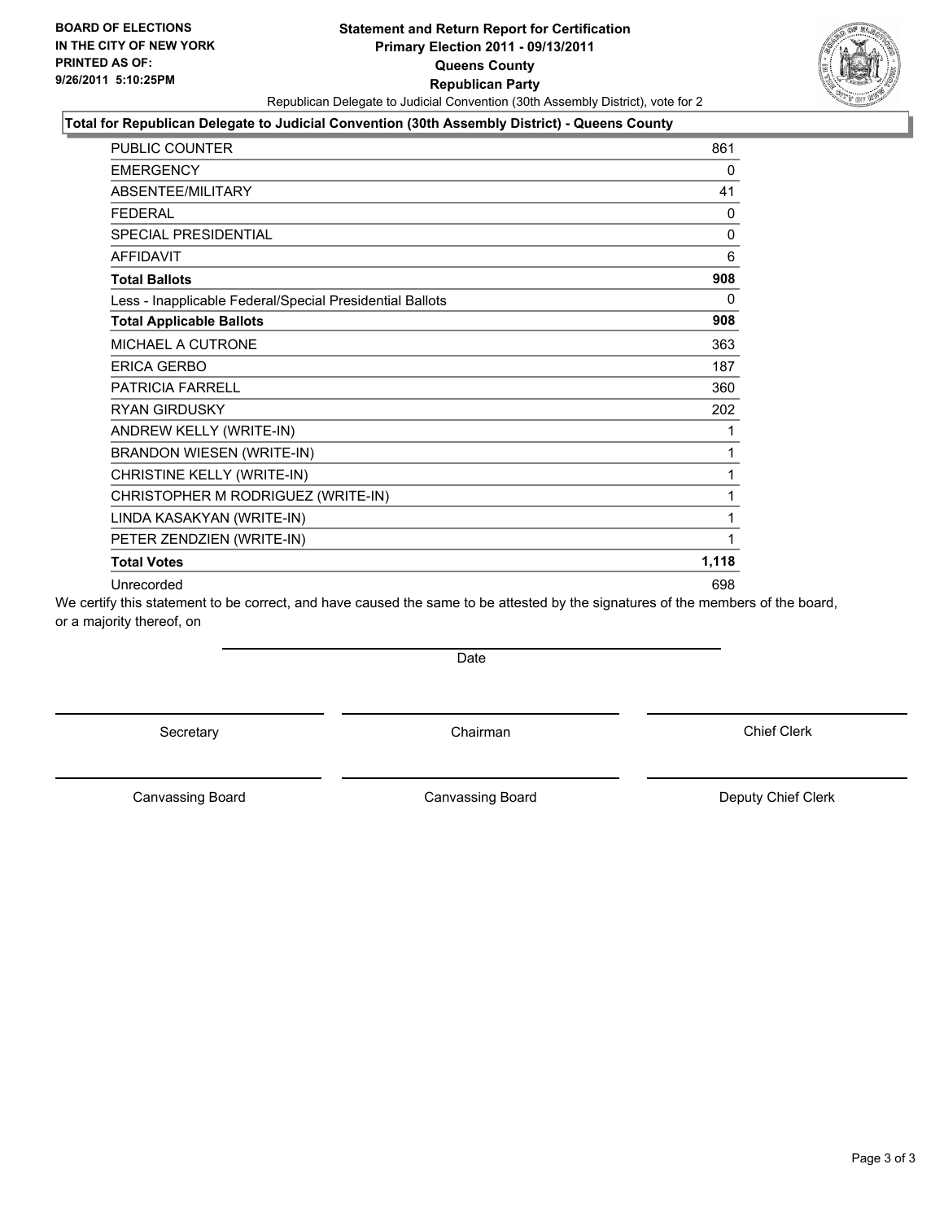**BOARD OF ELECTIONS IN THE CITY OF NEW YORK PRINTED AS OF: 9/26/2011 5:10:25PM**

# Statement and Return Report for Certification
## Primary Election 2011 - 09/13/2011
## Queens County
## Republican Party

Republican Delegate to Judicial Convention (30th Assembly District), vote for 2

### Total for Republican Delegate to Judicial Convention (30th Assembly District) - Queens County

| | |
|---|---|
| PUBLIC COUNTER | 861 |
| EMERGENCY | 0 |
| ABSENTEE/MILITARY | 41 |
| FEDERAL | 0 |
| SPECIAL PRESIDENTIAL | 0 |
| AFFIDAVIT | 6 |
| **Total Ballots** | **908** |
| Less - Inapplicable Federal/Special Presidential Ballots | 0 |
| **Total Applicable Ballots** | **908** |
| MICHAEL A CUTRONE | 363 |
| ERICA GERBO | 187 |
| PATRICIA FARRELL | 360 |
| RYAN GIRDUSKY | 202 |
| ANDREW KELLY (WRITE-IN) | 1 |
| BRANDON WIESEN (WRITE-IN) | 1 |
| CHRISTINE KELLY (WRITE-IN) | 1 |
| CHRISTOPHER M RODRIGUEZ (WRITE-IN) | 1 |
| LINDA KASAKYAN (WRITE-IN) | 1 |
| PETER ZENDZIEN (WRITE-IN) | 1 |
| **Total Votes** | **1,118** |
| Unrecorded | 698 |

We certify this statement to be correct, and have caused the same to be attested by the signatures of the members of the board, or a majority thereof, on

Date

Secretary | Chairman | Chief Clerk

Canvassing Board | Canvassing Board | Deputy Chief Clerk